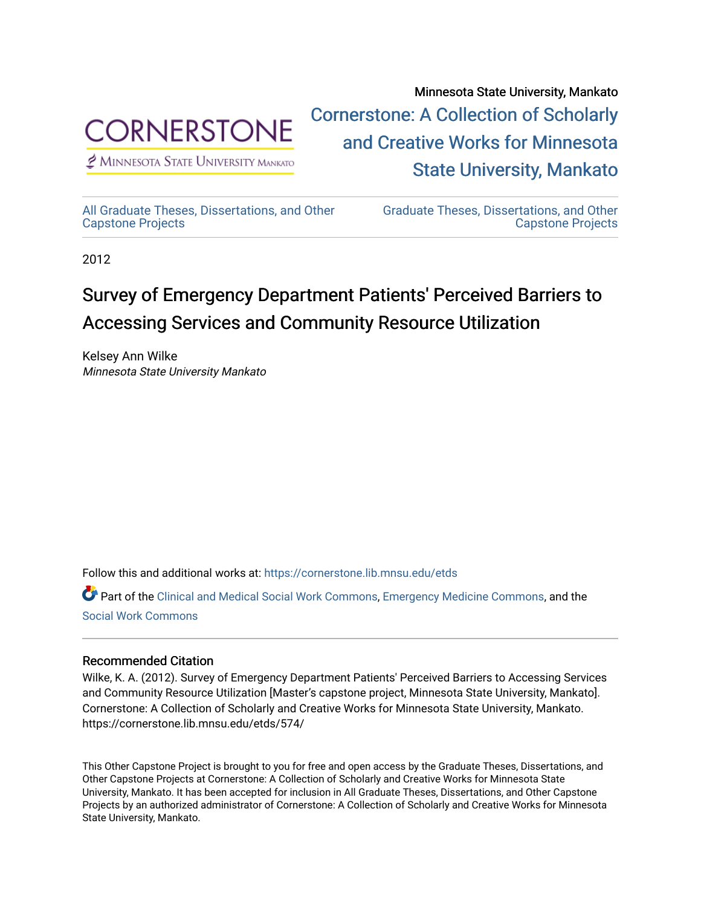Minnesota State University, Mankato

Cornerstone: A Collection of Scholarly and Creative Works for Minnesota State University, Mankato

All Graduate Theses, Dissertations, and Other Capstone Projects

Graduate Theses, Dissertations, and Other Capstone Projects

2012

# Survey of Emergency Department Patients' Perceived Barriers to Accessing Services and Community Resource Utilization

Kelsey Ann Wilke
*Minnesota State University Mankato*

Follow this and additional works at: https://cornerstone.lib.mnsu.edu/etds

Part of the Clinical and Medical Social Work Commons, Emergency Medicine Commons, and the Social Work Commons

## Recommended Citation

Wilke, K. A. (2012). Survey of Emergency Department Patients' Perceived Barriers to Accessing Services and Community Resource Utilization [Master's capstone project, Minnesota State University, Mankato]. Cornerstone: A Collection of Scholarly and Creative Works for Minnesota State University, Mankato. https://cornerstone.lib.mnsu.edu/etds/574/

This Other Capstone Project is brought to you for free and open access by the Graduate Theses, Dissertations, and Other Capstone Projects at Cornerstone: A Collection of Scholarly and Creative Works for Minnesota State University, Mankato. It has been accepted for inclusion in All Graduate Theses, Dissertations, and Other Capstone Projects by an authorized administrator of Cornerstone: A Collection of Scholarly and Creative Works for Minnesota State University, Mankato.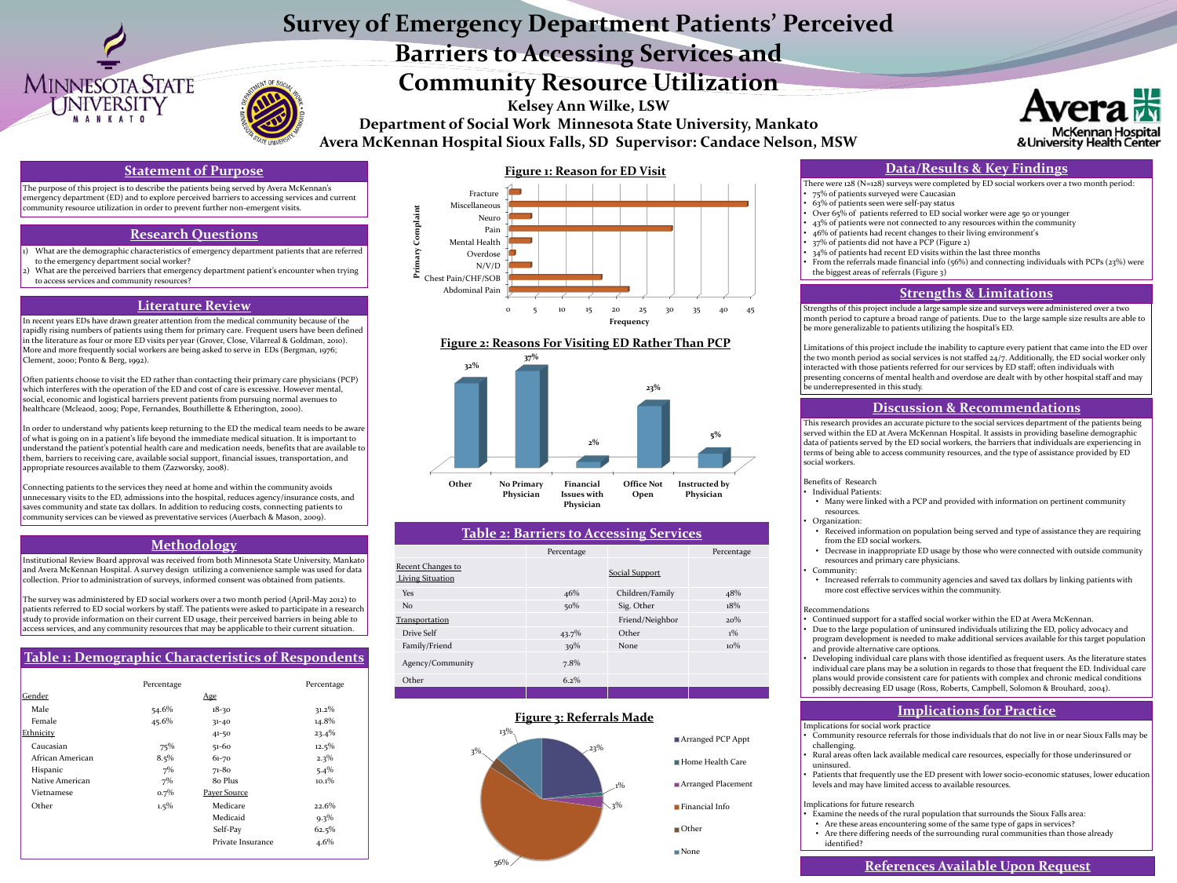# Survey of Emergency Department Patients' Perceived Barriers to Accessing Services and Community Resource Utilization

**Kelsey Ann Wilke, LSW**

**Department of Social Work Minnesota State University, Mankato**

**Avera McKennan Hospital Sioux Falls, SD Supervisor: Candace Nelson, MSW**

## Statement of Purpose

The purpose of this project is to describe the patients being served by Avera McKennan's emergency department (ED) and to explore perceived barriers to accessing services and current community resource utilization in order to prevent further non-emergent visits.

## Research Questions

1) What are the demographic characteristics of emergency department patients that are referred to the emergency department social worker?
2) What are the perceived barriers that emergency department patient's encounter when trying to access services and community resources?

## Literature Review

In recent years EDs have drawn greater attention from the medical community because of the rapidly rising numbers of patients using them for primary care. Frequent users have been defined in the literature as four or more ED visits per year (Grover, Close, Vilarreal & Goldman, 2010). More and more frequently social workers are being asked to serve in EDs (Bergman, 1976; Clement, 2000; Ponto & Berg, 1992).

Often patients choose to visit the ED rather than contacting their primary care physicians (PCP) which interferes with the operation of the ED and cost of care is excessive. However mental, social, economic and logistical barriers prevent patients from pursuing normal avenues to healthcare (Mcleaod, 2009; Pope, Fernandes, Bouthillette & Etherington, 2000).

In order to understand why patients keep returning to the ED the medical team needs to be aware of what is going on in a patient's life beyond the immediate medical situation. It is important to understand the patient's potential health care and medication needs, benefits that are available to them, barriers to receiving care, available social support, financial issues, transportation, and appropriate resources available to them (Zazworsky, 2008).

Connecting patients to the services they need at home and within the community avoids unnecessary visits to the ED, admissions into the hospital, reduces agency/insurance costs, and saves community and state tax dollars. In addition to reducing costs, connecting patients to community services can be viewed as preventative services (Auerbach & Mason, 2009).

## Methodology

Institutional Review Board approval was received from both Minnesota State University, Mankato and Avera McKennan Hospital. A survey design utilizing a convenience sample was used for data collection. Prior to administration of surveys, informed consent was obtained from patients.

The survey was administered by ED social workers over a two month period (April-May 2012) to patients referred to ED social workers by staff. The patients were asked to participate in a research study to provide information on their current ED usage, their perceived barriers in being able to access services, and any community resources that may be applicable to their current situation.

## Table 1: Demographic Characteristics of Respondents

| | Percentage | | Percentage |
|---|---|---|---|
| Gender | | Age | |
| Male | 54.6% | 18-30 | 31.2% |
| Female | 45.6% | 31-40 | 14.8% |
| Ethnicity | | 41-50 | 23.4% |
| Caucasian | 75% | 51-60 | 12.5% |
| African American | 8.5% | 61-70 | 2.3% |
| Hispanic | 7% | 71-80 | 5.4% |
| Native American | 7% | 80 Plus | 10.1% |
| Vietnamese | 0.7% | Payer Source | |
| Other | 1.5% | Medicare | 22.6% |
| | | Medicaid | 9.3% |
| | | Self-Pay | 62.5% |
| | | Private Insurance | 4.6% |

**Figure 1: Reason for ED Visit**

Primary Complaint: Fracture, Miscellaneous, Neuro, Pain, Mental Health, Overdose, N/V/D, Chest Pain/CHF/SOB, Abdominal Pain

Frequency: 0, 5, 10, 15, 20, 25, 30, 35, 40, 45

**Figure 2: Reasons For Visiting ED Rather Than PCP**

32% Other; 37% No Primary Physician; 2% Financial Issues with Physician; 23% Office Not Open; 5% Instructed by Physician

## Table 2: Barriers to Accessing Services

| | Percentage | | Percentage |
|---|---|---|---|
| Recent Changes to Living Situation | | Social Support | |
| Yes | 46% | Children/Family | 48% |
| No | 50% | Sig. Other | 18% |
| Transportation | | Friend/Neighbor | 20% |
| Drive Self | 43.7% | Other | 1% |
| Family/Friend | 39% | None | 10% |
| Agency/Community | 7.8% | | |
| Other | 6.2% | | |

**Figure 3: Referrals Made**

Arranged PCP Appt; Home Health Care; Arranged Placement; Financial Info; Other; None

23%, 1%, 3%, 56%, 3%, 13%

## Data/Results & Key Findings

There were 128 (N=128) surveys were completed by ED social workers over a two month period:

- 75% of patients surveyed were Caucasian
- 63% of patients seen were self-pay status
- Over 65% of patients referred to ED social worker were age 50 or younger
- 43% of patients were not connected to any resources within the community
- 46% of patients had recent changes to their living environment's
- 37% of patients did not have a PCP (Figure 2)
- 34% of patients had recent ED visits within the last three months
- From the referrals made financial info (56%) and connecting individuals with PCPs (23%) were the biggest areas of referrals (Figure 3)

## Strengths & Limitations

Strengths of this project include a large sample size and surveys were administered over a two month period to capture a broad range of patients. Due to the large sample size results are able to be more generalizable to patients utilizing the hospital's ED.

Limitations of this project include the inability to capture every patient that came into the ED over the two month period as social services is not staffed 24/7. Additionally, the ED social worker only interacted with those patients referred for our services by ED staff; often individuals with presenting concerns of mental health and overdose are dealt with by other hospital staff and may be underrepresented in this study.

## Discussion & Recommendations

This research provides an accurate picture to the social services department of the patients being served within the ED at Avera McKennan Hospital. It assists in providing baseline demographic data of patients served by the ED social workers, the barriers that individuals are experiencing in terms of being able to access community resources, and the type of assistance provided by ED social workers.

Benefits of Research

- Individual Patients:
  - Many were linked with a PCP and provided with information on pertinent community resources.
- Organization:
  - Received information on population being served and type of assistance they are requiring from the ED social workers.
  - Decrease in inappropriate ED usage by those who were connected with outside community resources and primary care physicians.
- Community:
  - Increased referrals to community agencies and saved tax dollars by linking patients with more cost effective services within the community.

Recommendations

- Continued support for a staffed social worker within the ED at Avera McKennan.
- Due to the large population of uninsured individuals utilizing the ED, policy advocacy and program development is needed to make additional services available for this target population and provide alternative care options.
- Developing individual care plans with those identified as frequent users. As the literature states individual care plans may be a solution in regards to those that frequent the ED. Individual care plans would provide consistent care for patients with complex and chronic medical conditions possibly decreasing ED usage (Ross, Roberts, Campbell, Solomon & Brouhard, 2004).

## Implications for Practice

Implications for social work practice

- Community resource referrals for those individuals that do not live in or near Sioux Falls may be challenging.
- Rural areas often lack available medical care resources, especially for those underinsured or uninsured.
- Patients that frequently use the ED present with lower socio-economic statuses, lower education levels and may have limited access to available resources.

Implications for future research

- Examine the needs of the rural population that surrounds the Sioux Falls area:
  - Are these areas encountering some of the same type of gaps in services?
  - Are there differing needs of the surrounding rural communities than those already identified?

## References Available Upon Request